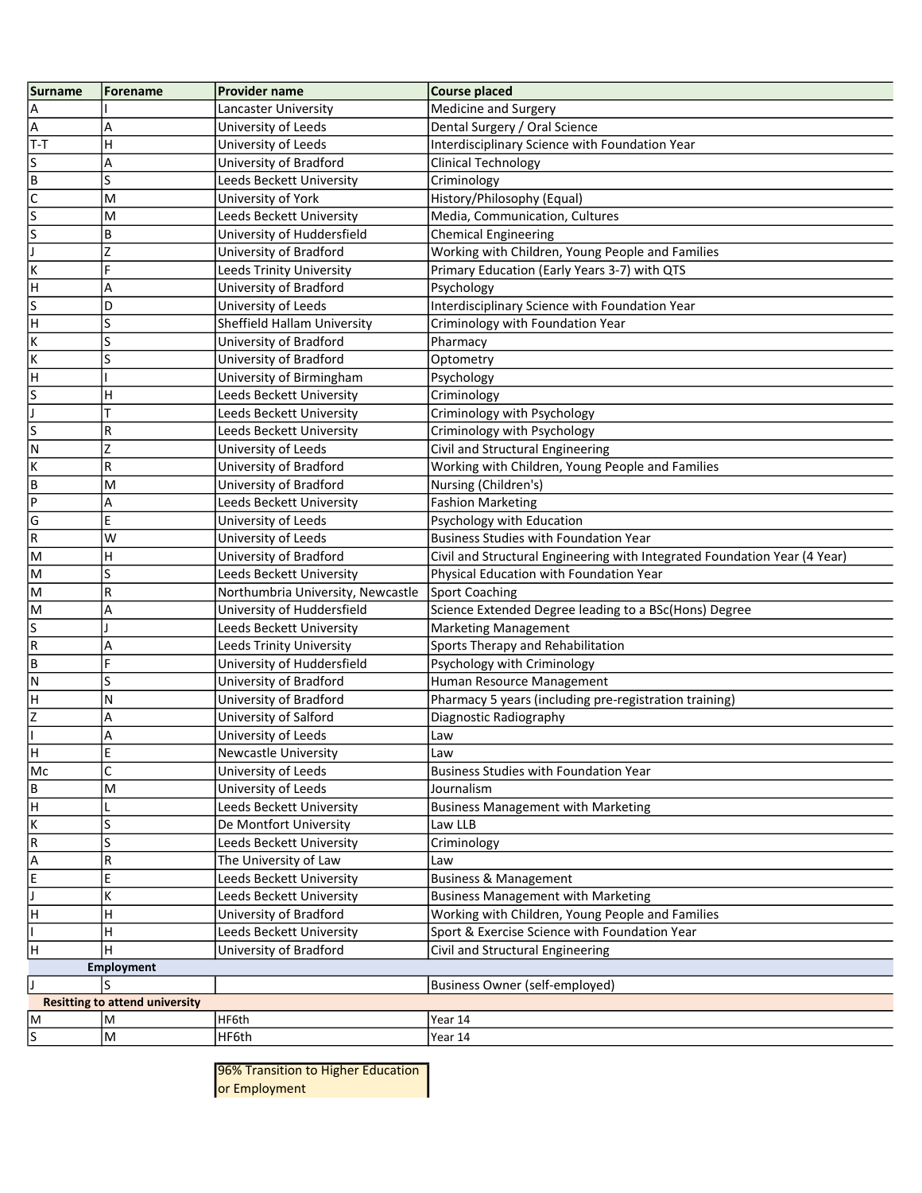| Surname | Forename | Provider name | Course placed |
| --- | --- | --- | --- |
| A | I | Lancaster University | Medicine and Surgery |
| A | A | University of Leeds | Dental Surgery / Oral Science |
| T-T | H | University of Leeds | Interdisciplinary Science with Foundation Year |
| S | A | University of Bradford | Clinical Technology |
| B | S | Leeds Beckett University | Criminology |
| C | M | University of York | History/Philosophy (Equal) |
| S | M | Leeds Beckett University | Media, Communication, Cultures |
| S | B | University of Huddersfield | Chemical Engineering |
| J | Z | University of Bradford | Working with Children, Young People and Families |
| K | F | Leeds Trinity University | Primary Education (Early Years 3-7) with QTS |
| H | A | University of Bradford | Psychology |
| S | D | University of Leeds | Interdisciplinary Science with Foundation Year |
| H | S | Sheffield Hallam University | Criminology with Foundation Year |
| K | S | University of Bradford | Pharmacy |
| K | S | University of Bradford | Optometry |
| H | I | University of Birmingham | Psychology |
| S | H | Leeds Beckett University | Criminology |
| J | T | Leeds Beckett University | Criminology with Psychology |
| S | R | Leeds Beckett University | Criminology with Psychology |
| N | Z | University of Leeds | Civil and Structural Engineering |
| K | R | University of Bradford | Working with Children, Young People and Families |
| B | M | University of Bradford | Nursing (Children's) |
| P | A | Leeds Beckett University | Fashion Marketing |
| G | E | University of Leeds | Psychology with Education |
| R | W | University of Leeds | Business Studies with Foundation Year |
| M | H | University of Bradford | Civil and Structural Engineering with Integrated Foundation Year (4 Year) |
| M | S | Leeds Beckett University | Physical Education with Foundation Year |
| M | R | Northumbria University, Newcastle | Sport Coaching |
| M | A | University of Huddersfield | Science Extended Degree leading to a BSc(Hons) Degree |
| S | J | Leeds Beckett University | Marketing Management |
| R | A | Leeds Trinity University | Sports Therapy and Rehabilitation |
| B | F | University of Huddersfield | Psychology with Criminology |
| N | S | University of Bradford | Human Resource Management |
| H | N | University of Bradford | Pharmacy 5 years (including pre-registration training) |
| Z | A | University of Salford | Diagnostic Radiography |
| I | A | University of Leeds | Law |
| H | E | Newcastle University | Law |
| Mc | C | University of Leeds | Business Studies with Foundation Year |
| B | M | University of Leeds | Journalism |
| H | L | Leeds Beckett University | Business Management with Marketing |
| K | S | De Montfort University | Law LLB |
| R | S | Leeds Beckett University | Criminology |
| A | R | The University of Law | Law |
| E | E | Leeds Beckett University | Business & Management |
| J | K | Leeds Beckett University | Business Management with Marketing |
| H | H | University of Bradford | Working with Children, Young People and Families |
| I | H | Leeds Beckett University | Sport & Exercise Science with Foundation Year |
| H | H | University of Bradford | Civil and Structural Engineering |
| **Employment** | | | |
| J | S | | Business Owner (self-employed) |
| **Resitting to attend university** | | | |
| M | M | HF6th | Year 14 |
| S | M | HF6th | Year 14 |

96% Transition to Higher Education or Employment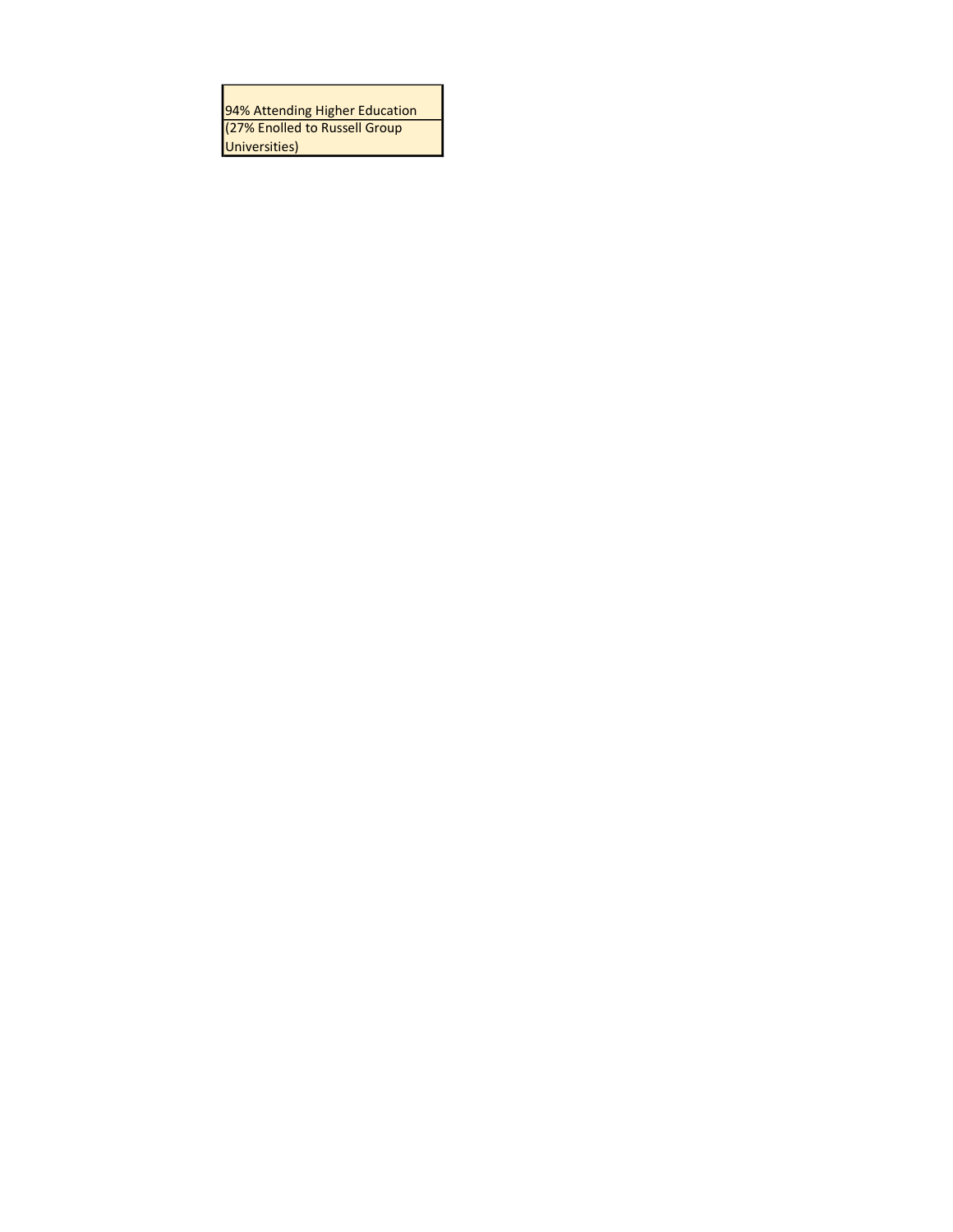| |
|---|
| 94% Attending Higher Education |
| (27% Enolled to Russell Group Universities) |